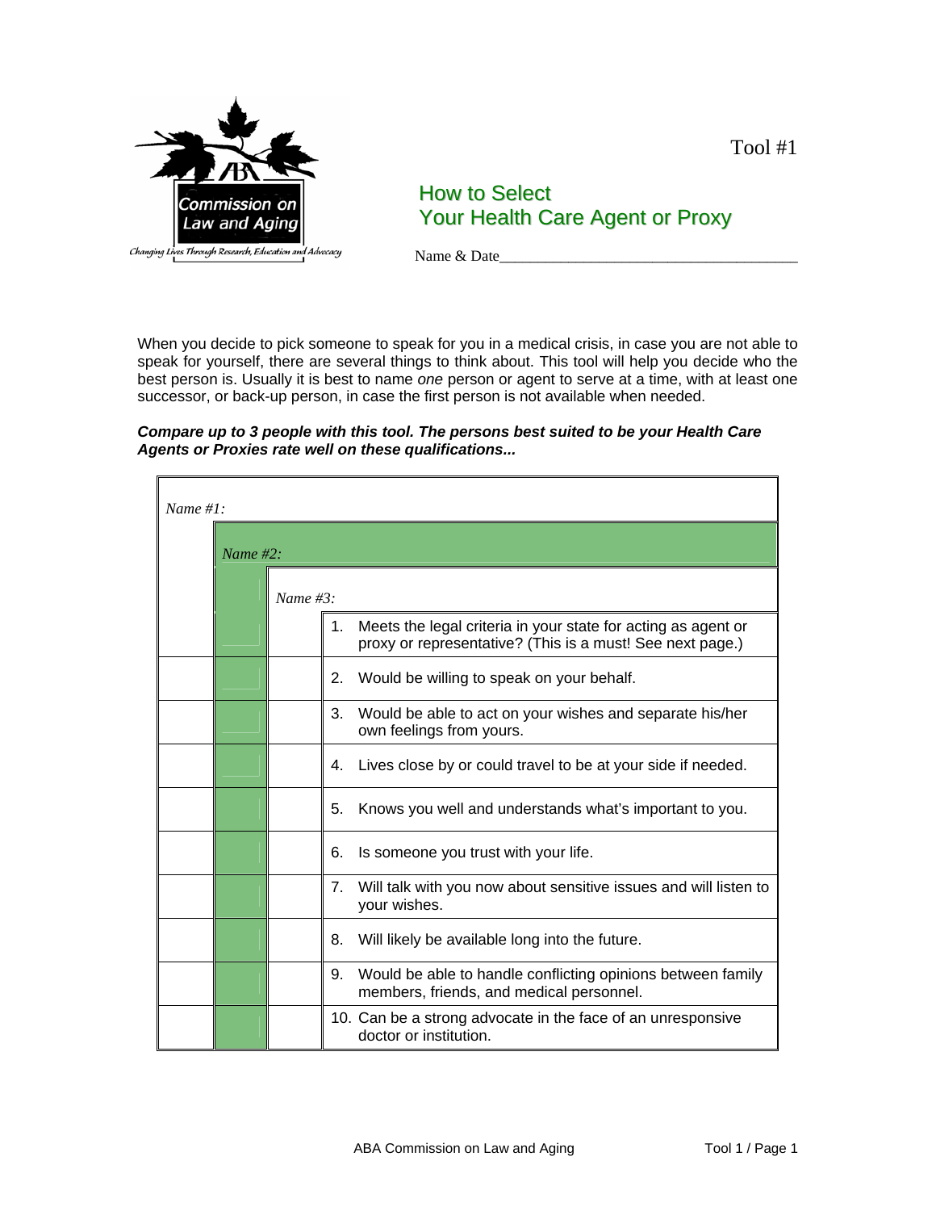Tool #1

# How to Select Your Health Care Agent or Proxy

Name & Date________________________________________

When you decide to pick someone to speak for you in a medical crisis, in case you are not able to speak for yourself, there are several things to think about. This tool will help you decide who the best person is. Usually it is best to name *one* person or agent to serve at a time, with at least one successor, or back-up person, in case the first person is not available when needed.

***Compare up to 3 people with this tool. The persons best suited to be your Health Care Agents or Proxies rate well on these qualifications...***

| *Name #1:* | *Name #2:* | *Name #3:* | |
|---|---|---|---|
| | | | 1. Meets the legal criteria in your state for acting as agent or proxy or representative? (This is a must! See next page.) |
| | | | 2. Would be willing to speak on your behalf. |
| | | | 3. Would be able to act on your wishes and separate his/her own feelings from yours. |
| | | | 4. Lives close by or could travel to be at your side if needed. |
| | | | 5. Knows you well and understands what's important to you. |
| | | | 6. Is someone you trust with your life. |
| | | | 7. Will talk with you now about sensitive issues and will listen to your wishes. |
| | | | 8. Will likely be available long into the future. |
| | | | 9. Would be able to handle conflicting opinions between family members, friends, and medical personnel. |
| | | | 10. Can be a strong advocate in the face of an unresponsive doctor or institution. |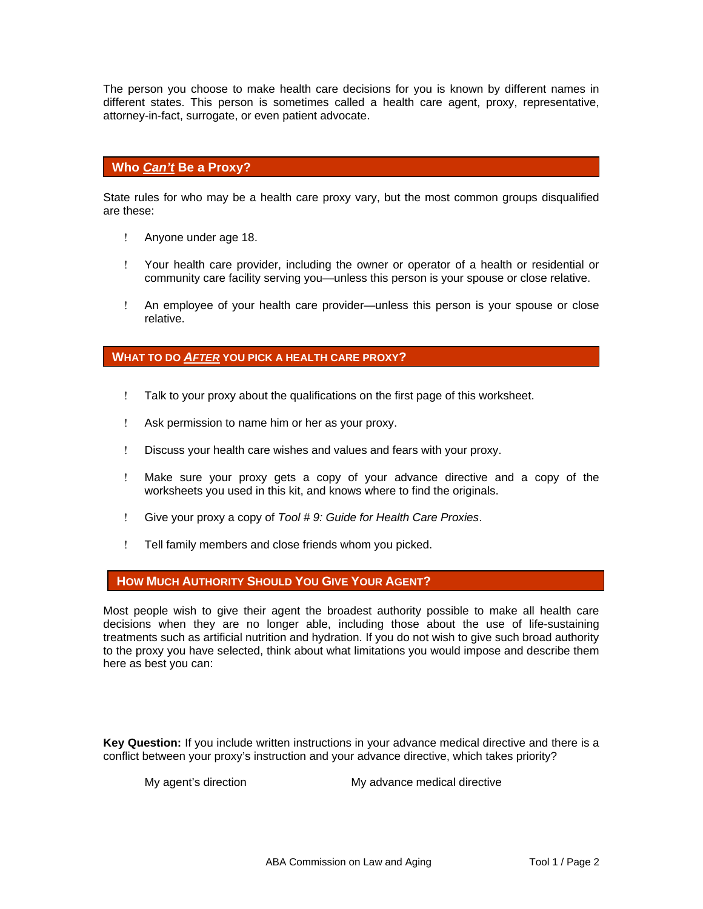The person you choose to make health care decisions for you is known by different names in different states. This person is sometimes called a health care agent, proxy, representative, attorney-in-fact, surrogate, or even patient advocate.

## Who ***Can't*** Be a Proxy?

State rules for who may be a health care proxy vary, but the most common groups disqualified are these:

- Anyone under age 18.
- Your health care provider, including the owner or operator of a health or residential or community care facility serving you—unless this person is your spouse or close relative.
- An employee of your health care provider—unless this person is your spouse or close relative.

## What to Do ***After*** You Pick a Health Care Proxy?

- Talk to your proxy about the qualifications on the first page of this worksheet.
- Ask permission to name him or her as your proxy.
- Discuss your health care wishes and values and fears with your proxy.
- Make sure your proxy gets a copy of your advance directive and a copy of the worksheets you used in this kit, and knows where to find the originals.
- Give your proxy a copy of *Tool # 9: Guide for Health Care Proxies*.
- Tell family members and close friends whom you picked.

## How Much Authority Should You Give Your Agent?

Most people wish to give their agent the broadest authority possible to make all health care decisions when they are no longer able, including those about the use of life-sustaining treatments such as artificial nutrition and hydration. If you do not wish to give such broad authority to the proxy you have selected, think about what limitations you would impose and describe them here as best you can:

**Key Question:** If you include written instructions in your advance medical directive and there is a conflict between your proxy's instruction and your advance directive, which takes priority?

My agent's direction

My advance medical directive